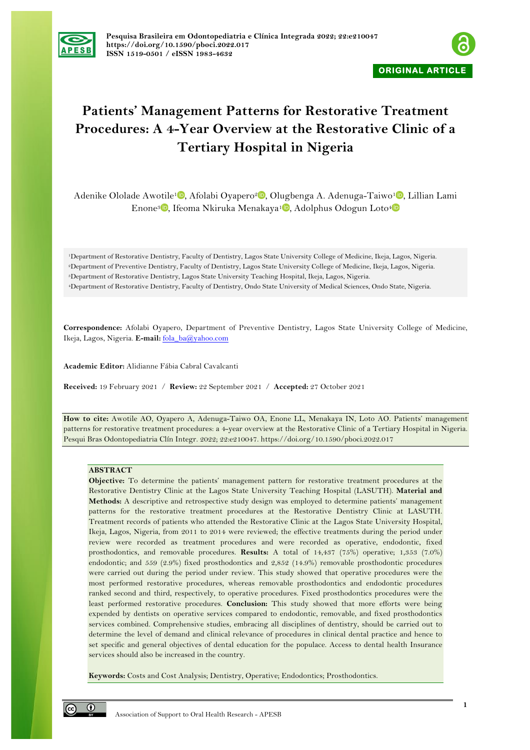Pesquisa Brasileira em Odontopediatria e Clínica Integrada 2022; 22:e210047
https://doi.org/10.1590/pboci.2022.017
ISSN 1519-0501 / eISSN 1983-4632

**ORIGINAL ARTICLE**

# Patients' Management Patterns for Restorative Treatment Procedures: A 4-Year Overview at the Restorative Clinic of a Tertiary Hospital in Nigeria

Adenike Ololade Awotile[1], Afolabi Oyapero[2], Olugbenga A. Adenuga-Taiwo[1], Lillian Lami Enone[3], Ifeoma Nkiruka Menakaya[1], Adolphus Odogun Loto[4]

[1]Department of Restorative Dentistry, Faculty of Dentistry, Lagos State University College of Medicine, Ikeja, Lagos, Nigeria.
[2]Department of Preventive Dentistry, Faculty of Dentistry, Lagos State University College of Medicine, Ikeja, Lagos, Nigeria.
[3]Department of Restorative Dentistry, Lagos State University Teaching Hospital, Ikeja, Lagos, Nigeria.
[4]Department of Restorative Dentistry, Faculty of Dentistry, Ondo State University of Medical Sciences, Ondo State, Nigeria.

**Correspondence:** Afolabi Oyapero, Department of Preventive Dentistry, Lagos State University College of Medicine, Ikeja, Lagos, Nigeria. **E-mail:** fola_ba@yahoo.com

**Academic Editor:** Alidianne Fábia Cabral Cavalcanti

**Received:** 19 February 2021 / **Review:** 22 September 2021 / **Accepted:** 27 October 2021

**How to cite:** Awotile AO, Oyapero A, Adenuga-Taiwo OA, Enone LL, Menakaya IN, Loto AO. Patients' management patterns for restorative treatment procedures: a 4-year overview at the Restorative Clinic of a Tertiary Hospital in Nigeria. Pesqui Bras Odontopediatria Clín Integr. 2022; 22:e210047. https://doi.org/10.1590/pboci.2022.017

## ABSTRACT

**Objective:** To determine the patients' management pattern for restorative treatment procedures at the Restorative Dentistry Clinic at the Lagos State University Teaching Hospital (LASUTH). **Material and Methods:** A descriptive and retrospective study design was employed to determine patients' management patterns for the restorative treatment procedures at the Restorative Dentistry Clinic at LASUTH. Treatment records of patients who attended the Restorative Clinic at the Lagos State University Hospital, Ikeja, Lagos, Nigeria, from 2011 to 2014 were reviewed; the effective treatments during the period under review were recorded as treatment procedures and were recorded as operative, endodontic, fixed prosthodontics, and removable procedures. **Results:** A total of 14,437 (75%) operative; 1,353 (7.0%) endodontic; and 559 (2.9%) fixed prosthodontics and 2,852 (14.9%) removable prosthodontic procedures were carried out during the period under review. This study showed that operative procedures were the most performed restorative procedures, whereas removable prosthodontics and endodontic procedures ranked second and third, respectively, to operative procedures. Fixed prosthodontics procedures were the least performed restorative procedures. **Conclusion:** This study showed that more efforts were being expended by dentists on operative services compared to endodontic, removable, and fixed prosthodontics services combined. Comprehensive studies, embracing all disciplines of dentistry, should be carried out to determine the level of demand and clinical relevance of procedures in clinical dental practice and hence to set specific and general objectives of dental education for the populace. Access to dental health Insurance services should also be increased in the country.

**Keywords:** Costs and Cost Analysis; Dentistry, Operative; Endodontics; Prosthodontics.

Association of Support to Oral Health Research - APESB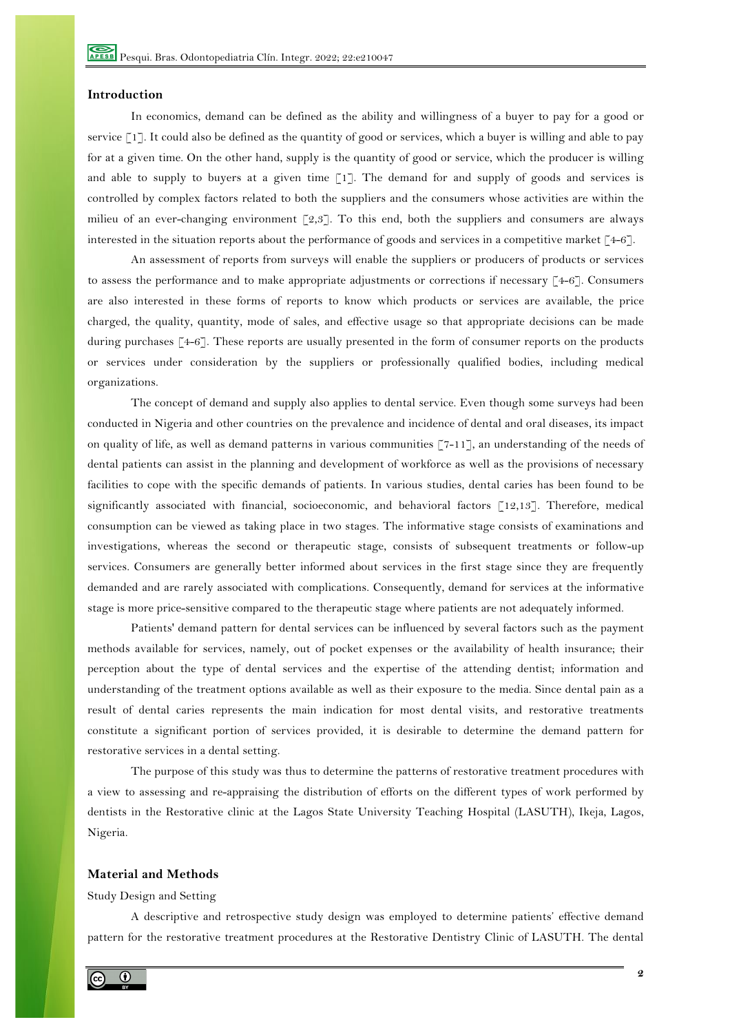## Introduction

In economics, demand can be defined as the ability and willingness of a buyer to pay for a good or service [1]. It could also be defined as the quantity of good or services, which a buyer is willing and able to pay for at a given time. On the other hand, supply is the quantity of good or service, which the producer is willing and able to supply to buyers at a given time [1]. The demand for and supply of goods and services is controlled by complex factors related to both the suppliers and the consumers whose activities are within the milieu of an ever-changing environment [2,3]. To this end, both the suppliers and consumers are always interested in the situation reports about the performance of goods and services in a competitive market [4-6].

An assessment of reports from surveys will enable the suppliers or producers of products or services to assess the performance and to make appropriate adjustments or corrections if necessary [4-6]. Consumers are also interested in these forms of reports to know which products or services are available, the price charged, the quality, quantity, mode of sales, and effective usage so that appropriate decisions can be made during purchases [4-6]. These reports are usually presented in the form of consumer reports on the products or services under consideration by the suppliers or professionally qualified bodies, including medical organizations.

The concept of demand and supply also applies to dental service. Even though some surveys had been conducted in Nigeria and other countries on the prevalence and incidence of dental and oral diseases, its impact on quality of life, as well as demand patterns in various communities [7-11], an understanding of the needs of dental patients can assist in the planning and development of workforce as well as the provisions of necessary facilities to cope with the specific demands of patients. In various studies, dental caries has been found to be significantly associated with financial, socioeconomic, and behavioral factors [12,13]. Therefore, medical consumption can be viewed as taking place in two stages. The informative stage consists of examinations and investigations, whereas the second or therapeutic stage, consists of subsequent treatments or follow-up services. Consumers are generally better informed about services in the first stage since they are frequently demanded and are rarely associated with complications. Consequently, demand for services at the informative stage is more price-sensitive compared to the therapeutic stage where patients are not adequately informed.

Patients' demand pattern for dental services can be influenced by several factors such as the payment methods available for services, namely, out of pocket expenses or the availability of health insurance; their perception about the type of dental services and the expertise of the attending dentist; information and understanding of the treatment options available as well as their exposure to the media. Since dental pain as a result of dental caries represents the main indication for most dental visits, and restorative treatments constitute a significant portion of services provided, it is desirable to determine the demand pattern for restorative services in a dental setting.

The purpose of this study was thus to determine the patterns of restorative treatment procedures with a view to assessing and re-appraising the distribution of efforts on the different types of work performed by dentists in the Restorative clinic at the Lagos State University Teaching Hospital (LASUTH), Ikeja, Lagos, Nigeria.

## Material and Methods

Study Design and Setting

A descriptive and retrospective study design was employed to determine patients' effective demand pattern for the restorative treatment procedures at the Restorative Dentistry Clinic of LASUTH. The dental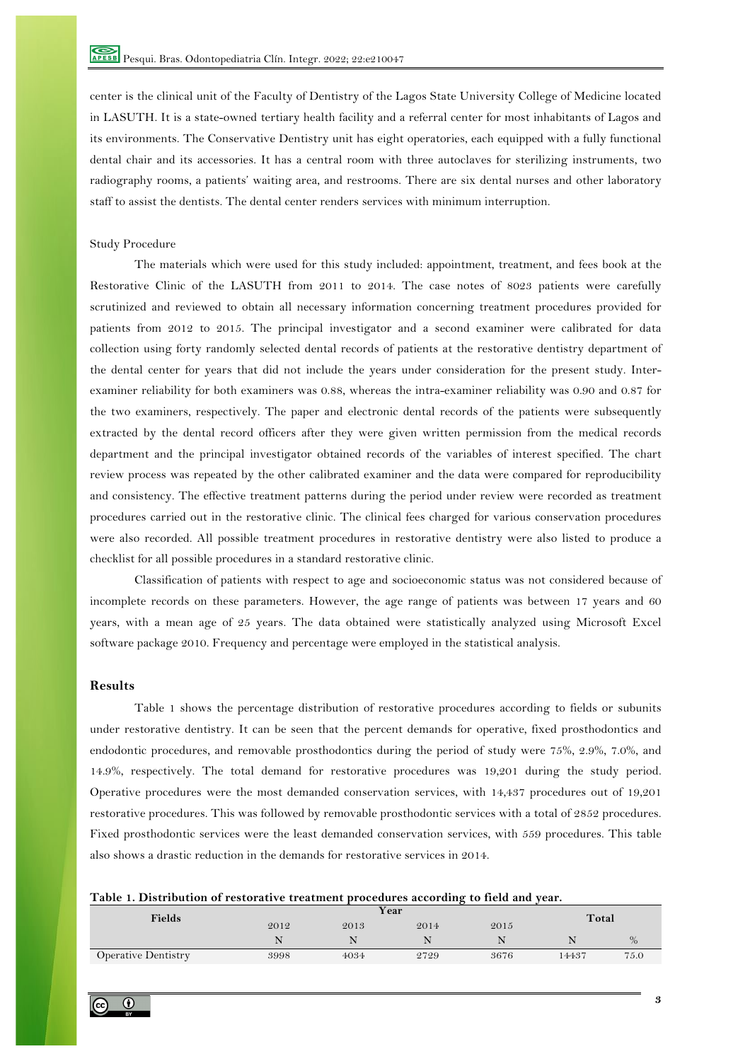center is the clinical unit of the Faculty of Dentistry of the Lagos State University College of Medicine located in LASUTH. It is a state-owned tertiary health facility and a referral center for most inhabitants of Lagos and its environments. The Conservative Dentistry unit has eight operatories, each equipped with a fully functional dental chair and its accessories. It has a central room with three autoclaves for sterilizing instruments, two radiography rooms, a patients' waiting area, and restrooms. There are six dental nurses and other laboratory staff to assist the dentists. The dental center renders services with minimum interruption.

Study Procedure

The materials which were used for this study included: appointment, treatment, and fees book at the Restorative Clinic of the LASUTH from 2011 to 2014. The case notes of 8023 patients were carefully scrutinized and reviewed to obtain all necessary information concerning treatment procedures provided for patients from 2012 to 2015. The principal investigator and a second examiner were calibrated for data collection using forty randomly selected dental records of patients at the restorative dentistry department of the dental center for years that did not include the years under consideration for the present study. Inter-examiner reliability for both examiners was 0.88, whereas the intra-examiner reliability was 0.90 and 0.87 for the two examiners, respectively. The paper and electronic dental records of the patients were subsequently extracted by the dental record officers after they were given written permission from the medical records department and the principal investigator obtained records of the variables of interest specified. The chart review process was repeated by the other calibrated examiner and the data were compared for reproducibility and consistency. The effective treatment patterns during the period under review were recorded as treatment procedures carried out in the restorative clinic. The clinical fees charged for various conservation procedures were also recorded. All possible treatment procedures in restorative dentistry were also listed to produce a checklist for all possible procedures in a standard restorative clinic.

Classification of patients with respect to age and socioeconomic status was not considered because of incomplete records on these parameters. However, the age range of patients was between 17 years and 60 years, with a mean age of 25 years. The data obtained were statistically analyzed using Microsoft Excel software package 2010. Frequency and percentage were employed in the statistical analysis.

## Results

Table 1 shows the percentage distribution of restorative procedures according to fields or subunits under restorative dentistry. It can be seen that the percent demands for operative, fixed prosthodontics and endodontic procedures, and removable prosthodontics during the period of study were 75%, 2.9%, 7.0%, and 14.9%, respectively. The total demand for restorative procedures was 19,201 during the study period. Operative procedures were the most demanded conservation services, with 14,437 procedures out of 19,201 restorative procedures. This was followed by removable prosthodontic services with a total of 2852 procedures. Fixed prosthodontic services were the least demanded conservation services, with 559 procedures. This table also shows a drastic reduction in the demands for restorative services in 2014.

**Table 1. Distribution of restorative treatment procedures according to field and year.**

| Fields | Year | | | | Total | |
|---|---|---|---|---|---|---|
| | 2012 | 2013 | 2014 | 2015 | | |
| | N | N | N | N | N | % |
| Operative Dentistry | 3998 | 4034 | 2729 | 3676 | 14437 | 75.0 |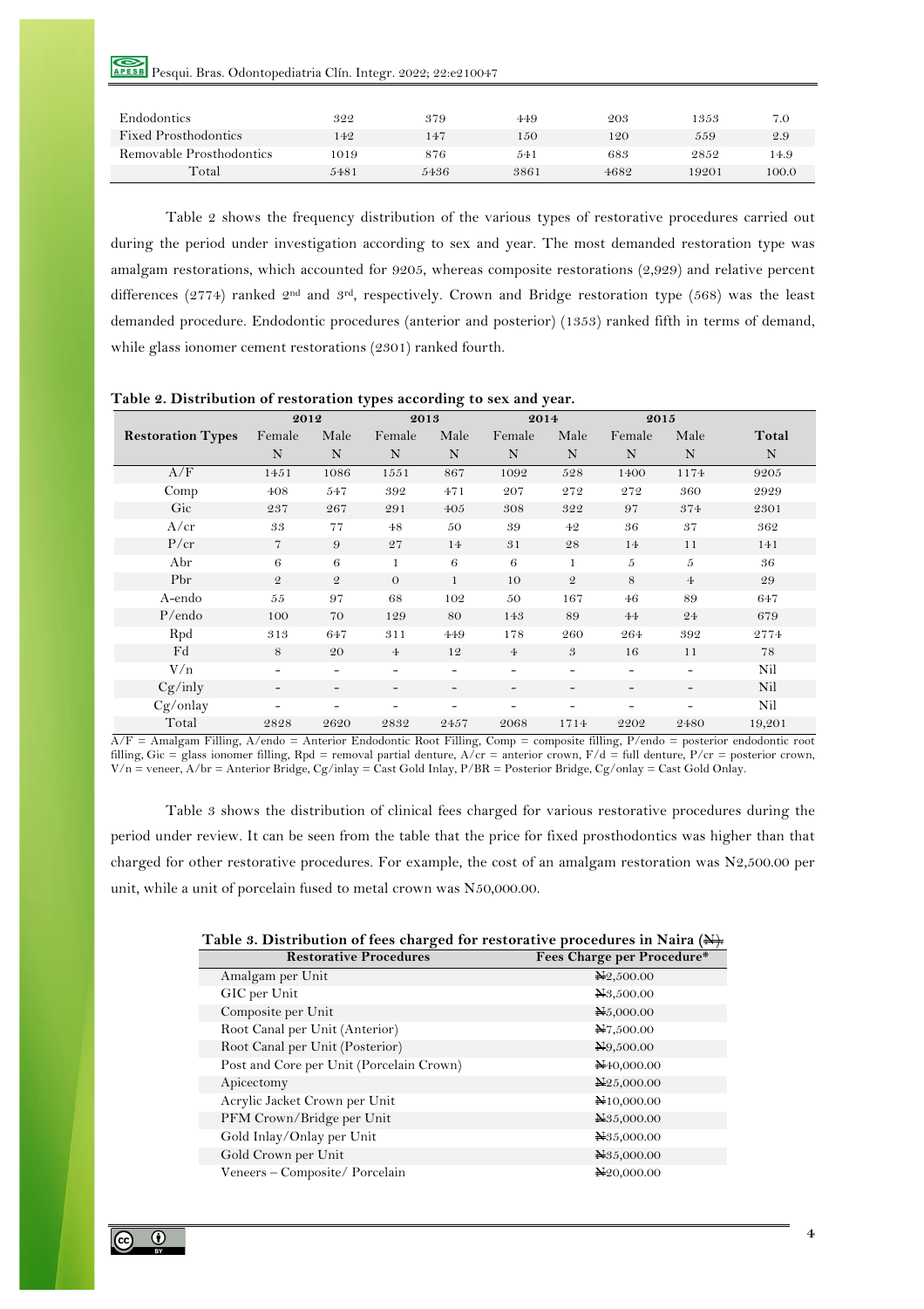| | | | | | | |
|---|---|---|---|---|---|---|
| Endodontics | 322 | 379 | 449 | 203 | 1353 | 7.0 |
| Fixed Prosthodontics | 142 | 147 | 150 | 120 | 559 | 2.9 |
| Removable Prosthodontics | 1019 | 876 | 541 | 683 | 2852 | 14.9 |
| Total | 5481 | 5436 | 3861 | 4682 | 19201 | 100.0 |

Table 2 shows the frequency distribution of the various types of restorative procedures carried out during the period under investigation according to sex and year. The most demanded restoration type was amalgam restorations, which accounted for 9205, whereas composite restorations (2,929) and relative percent differences (2774) ranked 2nd and 3rd, respectively. Crown and Bridge restoration type (568) was the least demanded procedure. Endodontic procedures (anterior and posterior) (1353) ranked fifth in terms of demand, while glass ionomer cement restorations (2301) ranked fourth.

**Table 2. Distribution of restoration types according to sex and year.**

| | 2012 | | 2013 | | 2014 | | 2015 | | |
|---|---|---|---|---|---|---|---|---|---|
| **Restoration Types** | Female | Male | Female | Male | Female | Male | Female | Male | **Total** |
| | N | N | N | N | N | N | N | N | N |
| A/F | 1451 | 1086 | 1551 | 867 | 1092 | 528 | 1400 | 1174 | 9205 |
| Comp | 408 | 547 | 392 | 471 | 207 | 272 | 272 | 360 | 2929 |
| Gic | 237 | 267 | 291 | 405 | 308 | 322 | 97 | 374 | 2301 |
| A/cr | 33 | 77 | 48 | 50 | 39 | 42 | 36 | 37 | 362 |
| P/cr | 7 | 9 | 27 | 14 | 31 | 28 | 14 | 11 | 141 |
| Abr | 6 | 6 | 1 | 6 | 6 | 1 | 5 | 5 | 36 |
| Pbr | 2 | 2 | 0 | 1 | 10 | 2 | 8 | 4 | 29 |
| A-endo | 55 | 97 | 68 | 102 | 50 | 167 | 46 | 89 | 647 |
| P/endo | 100 | 70 | 129 | 80 | 143 | 89 | 44 | 24 | 679 |
| Rpd | 313 | 647 | 311 | 449 | 178 | 260 | 264 | 392 | 2774 |
| Fd | 8 | 20 | 4 | 12 | 4 | 3 | 16 | 11 | 78 |
| V/n | - | - | - | - | - | - | - | - | Nil |
| Cg/inly | - | - | - | - | - | - | - | - | Nil |
| Cg/onlay | - | - | - | - | - | - | - | - | Nil |
| Total | 2828 | 2620 | 2832 | 2457 | 2068 | 1714 | 2202 | 2480 | 19,201 |

A/F = Amalgam Filling, A/endo = Anterior Endodontic Root Filling, Comp = composite filling, P/endo = posterior endodontic root filling, Gic = glass ionomer filling, Rpd = removal partial denture, A/cr = anterior crown, F/d = full denture, P/cr = posterior crown, V/n = veneer, A/br = Anterior Bridge, Cg/inlay = Cast Gold Inlay, P/BR = Posterior Bridge, Cg/onlay = Cast Gold Onlay.

Table 3 shows the distribution of clinical fees charged for various restorative procedures during the period under review. It can be seen from the table that the price for fixed prosthodontics was higher than that charged for other restorative procedures. For example, the cost of an amalgam restoration was N2,500.00 per unit, while a unit of porcelain fused to metal crown was N50,000.00.

**Table 3. Distribution of fees charged for restorative procedures in Naira (₦).**

| Restorative Procedures | Fees Charge per Procedure* |
|---|---|
| Amalgam per Unit | ₦2,500.00 |
| GIC per Unit | ₦3,500.00 |
| Composite per Unit | ₦5,000.00 |
| Root Canal per Unit (Anterior) | ₦7,500.00 |
| Root Canal per Unit (Posterior) | ₦9,500.00 |
| Post and Core per Unit (Porcelain Crown) | ₦40,000.00 |
| Apicectomy | ₦25,000.00 |
| Acrylic Jacket Crown per Unit | ₦10,000.00 |
| PFM Crown/Bridge per Unit | ₦35,000.00 |
| Gold Inlay/Onlay per Unit | ₦35,000.00 |
| Gold Crown per Unit | ₦35,000.00 |
| Veneers – Composite/ Porcelain | ₦20,000.00 |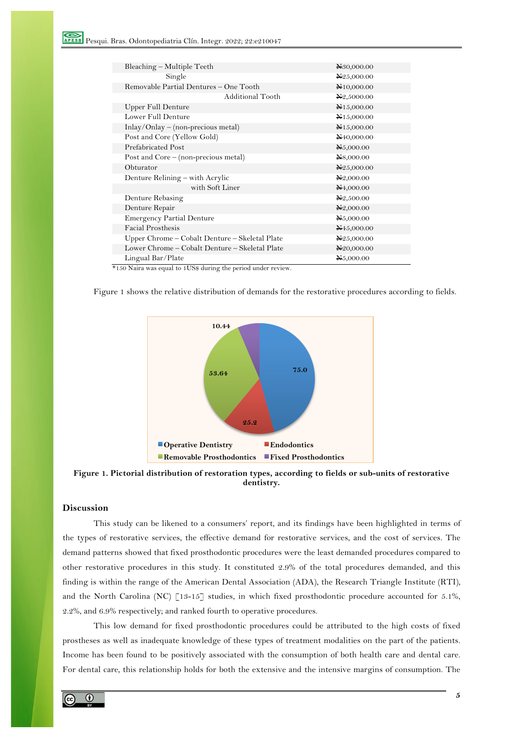| | |
|---|---|
| Bleaching – Multiple Teeth | ₦30,000.00 |
| Single | ₦25,000.00 |
| Removable Partial Dentures – One Tooth | ₦10,000.00 |
| Additional Tooth | ₦2,5000.00 |
| Upper Full Denture | ₦15,000.00 |
| Lower Full Denture | ₦15,000.00 |
| Inlay/Onlay – (non-precious metal) | ₦15,000.00 |
| Post and Core (Yellow Gold) | ₦40,000.00 |
| Prefabricated Post | ₦5,000.00 |
| Post and Core – (non-precious metal) | ₦8,000.00 |
| Obturator | ₦25,000.00 |
| Denture Relining – with Acrylic | ₦2,000.00 |
| with Soft Liner | ₦4,000.00 |
| Denture Rebasing | ₦2,500.00 |
| Denture Repair | ₦2,000.00 |
| Emergency Partial Denture | ₦5,000.00 |
| Facial Prosthesis | ₦45,000.00 |
| Upper Chrome – Cobalt Denture – Skeletal Plate | ₦25,000.00 |
| Lower Chrome – Cobalt Denture – Skeletal Plate | ₦20,000.00 |
| Lingual Bar/Plate | ₦5,000.00 |

*150 Naira was equal to 1US$ during the period under review.

Figure 1 shows the relative distribution of demands for the restorative procedures according to fields.

10.44

75.0

53.64

25.2

Operative Dentistry
Endodontics
Removable Prosthodontics
Fixed Prosthodontics

**Figure 1. Pictorial distribution of restoration types, according to fields or sub-units of restorative dentistry.**

## Discussion

This study can be likened to a consumers' report, and its findings have been highlighted in terms of the types of restorative services, the effective demand for restorative services, and the cost of services. The demand patterns showed that fixed prosthodontic procedures were the least demanded procedures compared to other restorative procedures in this study. It constituted 2.9% of the total procedures demanded, and this finding is within the range of the American Dental Association (ADA), the Research Triangle Institute (RTI), and the North Carolina (NC) [13-15] studies, in which fixed prosthodontic procedure accounted for 5.1%, 2.2%, and 6.9% respectively; and ranked fourth to operative procedures.

This low demand for fixed prosthodontic procedures could be attributed to the high costs of fixed prostheses as well as inadequate knowledge of these types of treatment modalities on the part of the patients. Income has been found to be positively associated with the consumption of both health care and dental care. For dental care, this relationship holds for both the extensive and the intensive margins of consumption. The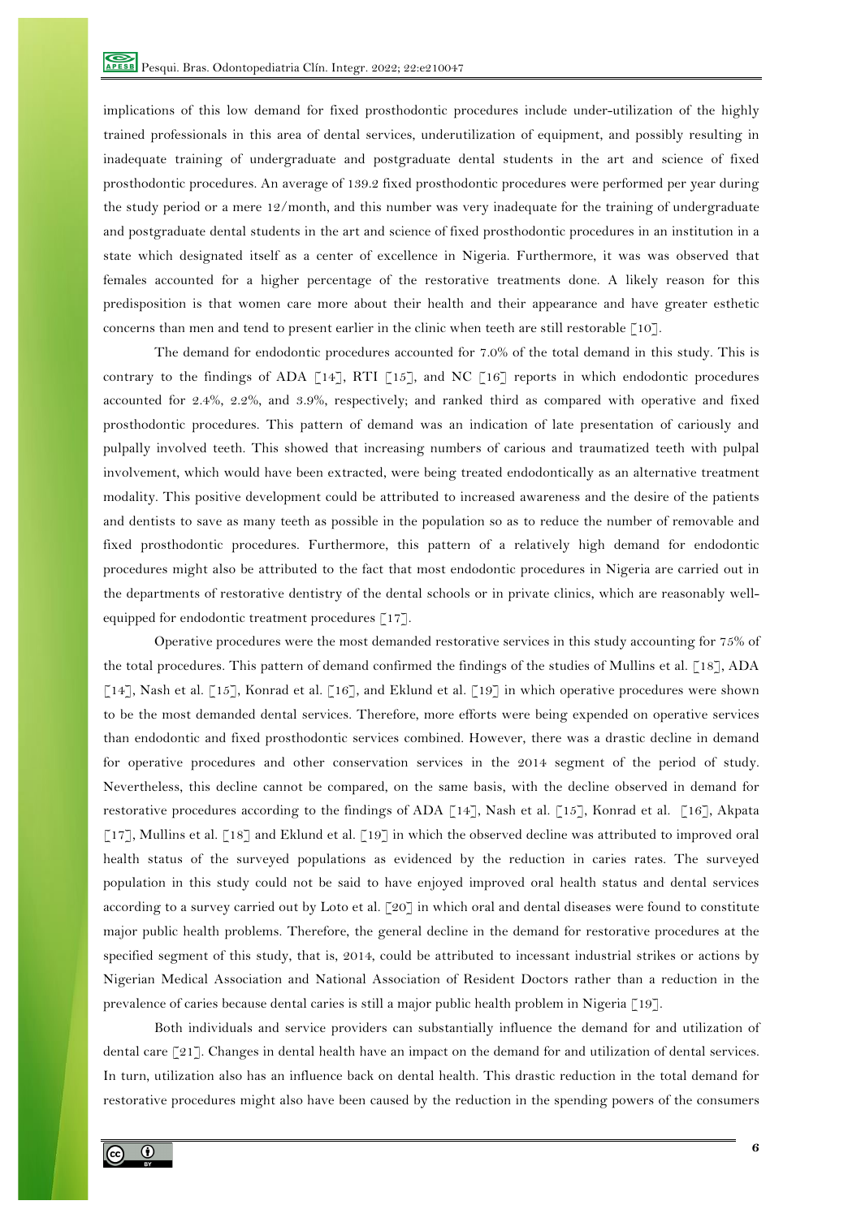implications of this low demand for fixed prosthodontic procedures include under-utilization of the highly trained professionals in this area of dental services, underutilization of equipment, and possibly resulting in inadequate training of undergraduate and postgraduate dental students in the art and science of fixed prosthodontic procedures. An average of 139.2 fixed prosthodontic procedures were performed per year during the study period or a mere 12/month, and this number was very inadequate for the training of undergraduate and postgraduate dental students in the art and science of fixed prosthodontic procedures in an institution in a state which designated itself as a center of excellence in Nigeria. Furthermore, it was was observed that females accounted for a higher percentage of the restorative treatments done. A likely reason for this predisposition is that women care more about their health and their appearance and have greater esthetic concerns than men and tend to present earlier in the clinic when teeth are still restorable [10].

The demand for endodontic procedures accounted for 7.0% of the total demand in this study. This is contrary to the findings of ADA [14], RTI [15], and NC [16] reports in which endodontic procedures accounted for 2.4%, 2.2%, and 3.9%, respectively; and ranked third as compared with operative and fixed prosthodontic procedures. This pattern of demand was an indication of late presentation of cariously and pulpally involved teeth. This showed that increasing numbers of carious and traumatized teeth with pulpal involvement, which would have been extracted, were being treated endodontically as an alternative treatment modality. This positive development could be attributed to increased awareness and the desire of the patients and dentists to save as many teeth as possible in the population so as to reduce the number of removable and fixed prosthodontic procedures. Furthermore, this pattern of a relatively high demand for endodontic procedures might also be attributed to the fact that most endodontic procedures in Nigeria are carried out in the departments of restorative dentistry of the dental schools or in private clinics, which are reasonably well-equipped for endodontic treatment procedures [17].

Operative procedures were the most demanded restorative services in this study accounting for 75% of the total procedures. This pattern of demand confirmed the findings of the studies of Mullins et al. [18], ADA [14], Nash et al. [15], Konrad et al. [16], and Eklund et al. [19] in which operative procedures were shown to be the most demanded dental services. Therefore, more efforts were being expended on operative services than endodontic and fixed prosthodontic services combined. However, there was a drastic decline in demand for operative procedures and other conservation services in the 2014 segment of the period of study. Nevertheless, this decline cannot be compared, on the same basis, with the decline observed in demand for restorative procedures according to the findings of ADA [14], Nash et al. [15], Konrad et al. [16], Akpata [17], Mullins et al. [18] and Eklund et al. [19] in which the observed decline was attributed to improved oral health status of the surveyed populations as evidenced by the reduction in caries rates. The surveyed population in this study could not be said to have enjoyed improved oral health status and dental services according to a survey carried out by Loto et al. [20] in which oral and dental diseases were found to constitute major public health problems. Therefore, the general decline in the demand for restorative procedures at the specified segment of this study, that is, 2014, could be attributed to incessant industrial strikes or actions by Nigerian Medical Association and National Association of Resident Doctors rather than a reduction in the prevalence of caries because dental caries is still a major public health problem in Nigeria [19].

Both individuals and service providers can substantially influence the demand for and utilization of dental care [21]. Changes in dental health have an impact on the demand for and utilization of dental services. In turn, utilization also has an influence back on dental health. This drastic reduction in the total demand for restorative procedures might also have been caused by the reduction in the spending powers of the consumers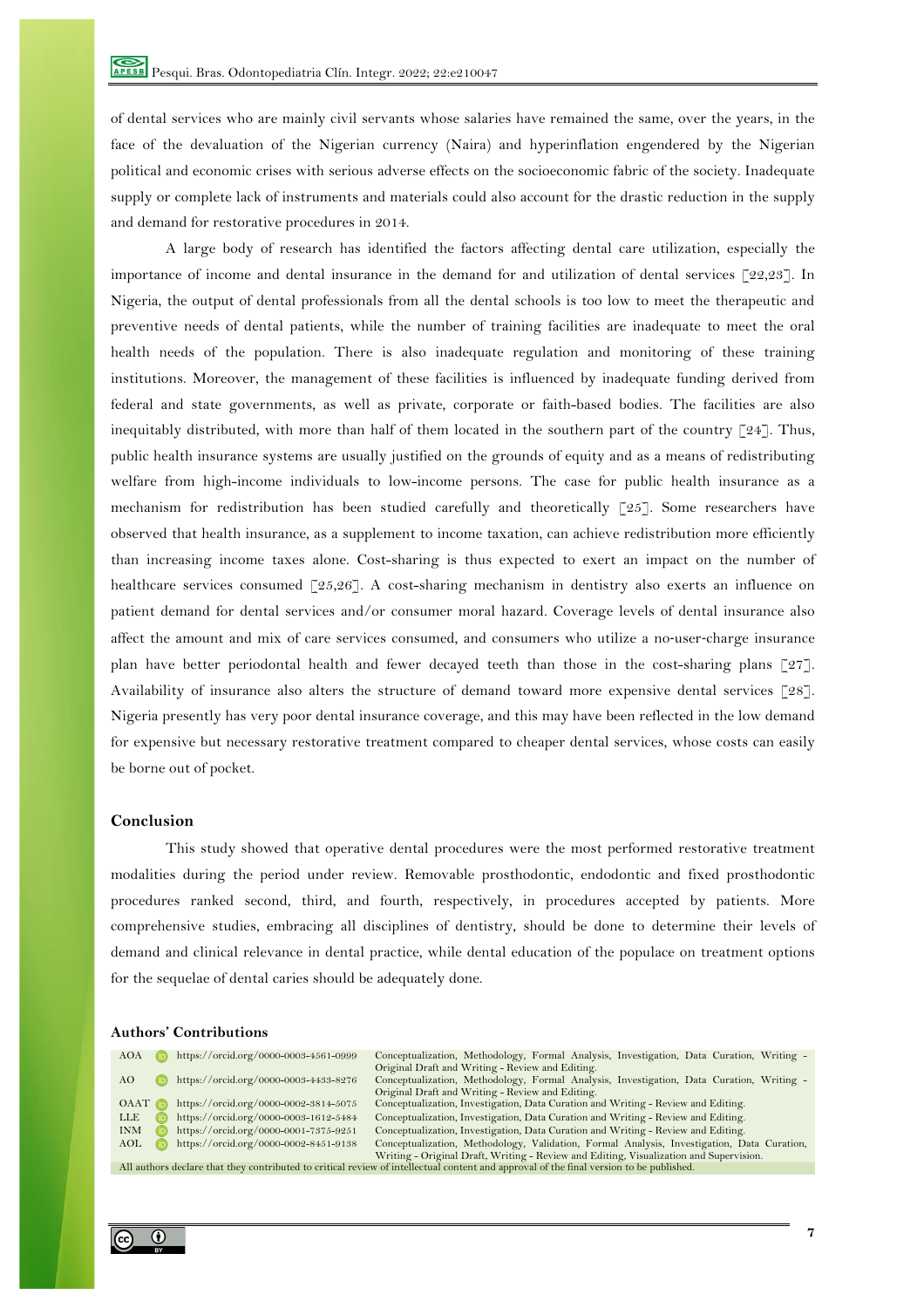of dental services who are mainly civil servants whose salaries have remained the same, over the years, in the face of the devaluation of the Nigerian currency (Naira) and hyperinflation engendered by the Nigerian political and economic crises with serious adverse effects on the socioeconomic fabric of the society. Inadequate supply or complete lack of instruments and materials could also account for the drastic reduction in the supply and demand for restorative procedures in 2014.

A large body of research has identified the factors affecting dental care utilization, especially the importance of income and dental insurance in the demand for and utilization of dental services [22,23]. In Nigeria, the output of dental professionals from all the dental schools is too low to meet the therapeutic and preventive needs of dental patients, while the number of training facilities are inadequate to meet the oral health needs of the population. There is also inadequate regulation and monitoring of these training institutions. Moreover, the management of these facilities is influenced by inadequate funding derived from federal and state governments, as well as private, corporate or faith-based bodies. The facilities are also inequitably distributed, with more than half of them located in the southern part of the country [24]. Thus, public health insurance systems are usually justified on the grounds of equity and as a means of redistributing welfare from high-income individuals to low-income persons. The case for public health insurance as a mechanism for redistribution has been studied carefully and theoretically [25]. Some researchers have observed that health insurance, as a supplement to income taxation, can achieve redistribution more efficiently than increasing income taxes alone. Cost-sharing is thus expected to exert an impact on the number of healthcare services consumed [25,26]. A cost-sharing mechanism in dentistry also exerts an influence on patient demand for dental services and/or consumer moral hazard. Coverage levels of dental insurance also affect the amount and mix of care services consumed, and consumers who utilize a no-user-charge insurance plan have better periodontal health and fewer decayed teeth than those in the cost-sharing plans [27]. Availability of insurance also alters the structure of demand toward more expensive dental services [28]. Nigeria presently has very poor dental insurance coverage, and this may have been reflected in the low demand for expensive but necessary restorative treatment compared to cheaper dental services, whose costs can easily be borne out of pocket.

## Conclusion

This study showed that operative dental procedures were the most performed restorative treatment modalities during the period under review. Removable prosthodontic, endodontic and fixed prosthodontic procedures ranked second, third, and fourth, respectively, in procedures accepted by patients. More comprehensive studies, embracing all disciplines of dentistry, should be done to determine their levels of demand and clinical relevance in dental practice, while dental education of the populace on treatment options for the sequelae of dental caries should be adequately done.

## Authors' Contributions

| | | |
|---|---|---|
| AOA | https://orcid.org/0000-0003-4561-0999 | Conceptualization, Methodology, Formal Analysis, Investigation, Data Curation, Writing - Original Draft and Writing - Review and Editing. |
| AO | https://orcid.org/0000-0003-4433-8276 | Conceptualization, Methodology, Formal Analysis, Investigation, Data Curation, Writing - Original Draft and Writing - Review and Editing. |
| OAAT | https://orcid.org/0000-0002-3814-5075 | Conceptualization, Investigation, Data Curation and Writing - Review and Editing. |
| LLE | https://orcid.org/0000-0003-1612-5484 | Conceptualization, Investigation, Data Curation and Writing - Review and Editing. |
| INM | https://orcid.org/0000-0001-7375-9251 | Conceptualization, Investigation, Data Curation and Writing - Review and Editing. |
| AOL | https://orcid.org/0000-0002-8451-9138 | Conceptualization, Methodology, Validation, Formal Analysis, Investigation, Data Curation, Writing - Original Draft, Writing - Review and Editing, Visualization and Supervision. |

All authors declare that they contributed to critical review of intellectual content and approval of the final version to be published.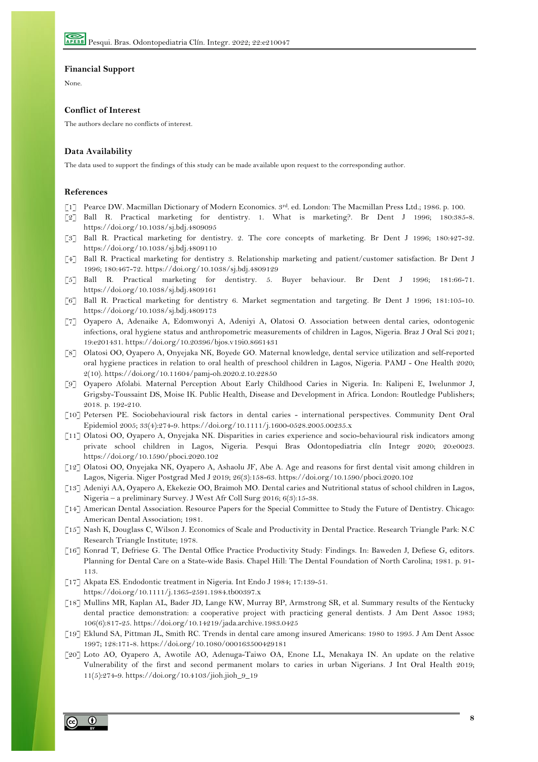### Financial Support

None.

### Conflict of Interest

The authors declare no conflicts of interest.

### Data Availability

The data used to support the findings of this study can be made available upon request to the corresponding author.

### References

[1] Pearce DW. Macmillan Dictionary of Modern Economics. 3rd. ed. London: The Macmillan Press Ltd.; 1986. p. 100.

[2] Ball R. Practical marketing for dentistry. 1. What is marketing?. Br Dent J 1996; 180:385-8. https://doi.org/10.1038/sj.bdj.4809095

[3] Ball R. Practical marketing for dentistry. 2. The core concepts of marketing. Br Dent J 1996; 180:427-32. https://doi.org/10.1038/sj.bdj.4809110

[4] Ball R. Practical marketing for dentistry 3. Relationship marketing and patient/customer satisfaction. Br Dent J 1996; 180:467-72. https://doi.org/10.1038/sj.bdj.4809129

[5] Ball R. Practical marketing for dentistry. 5. Buyer behaviour. Br Dent J 1996; 181:66-71. https://doi.org/10.1038/sj.bdj.4809161

[6] Ball R. Practical marketing for dentistry 6. Market segmentation and targeting. Br Dent J 1996; 181:105-10. https://doi.org/10.1038/sj.bdj.4809173

[7] Oyapero A, Adenaike A, Edomwonyi A, Adeniyi A, Olatosi O. Association between dental caries, odontogenic infections, oral hygiene status and anthropometric measurements of children in Lagos, Nigeria. Braz J Oral Sci 2021; 19:e201431. https://doi.org/10.20396/bjos.v19i0.8661431

[8] Olatosi OO, Oyapero A, Onyejaka NK, Boyede GO. Maternal knowledge, dental service utilization and self-reported oral hygiene practices in relation to oral health of preschool children in Lagos, Nigeria. PAMJ - One Health 2020; 2(10). https://doi.org/10.11604/pamj-oh.2020.2.10.22850

[9] Oyapero Afolabi. Maternal Perception About Early Childhood Caries in Nigeria. In: Kalipeni E, Iwelunmor J, Grigsby-Toussaint DS, Moise IK. Public Health, Disease and Development in Africa. London: Routledge Publishers; 2018. p. 192-210.

[10] Petersen PE. Sociobehavioural risk factors in dental caries - international perspectives. Community Dent Oral Epidemiol 2005; 33(4):274-9. https://doi.org/10.1111/j.1600-0528.2005.00235.x

[11] Olatosi OO, Oyapero A, Onyejaka NK. Disparities in caries experience and socio-behavioural risk indicators among private school children in Lagos, Nigeria. Pesqui Bras Odontopediatria clín Integr 2020; 20:e0023. https://doi.org/10.1590/pboci.2020.102

[12] Olatosi OO, Onyejaka NK, Oyapero A, Ashaolu JF, Abe A. Age and reasons for first dental visit among children in Lagos, Nigeria. Niger Postgrad Med J 2019; 26(3):158-63. https://doi.org/10.1590/pboci.2020.102

[13] Adeniyi AA, Oyapero A, Ekekezie OO, Braimoh MO. Dental caries and Nutritional status of school children in Lagos, Nigeria – a preliminary Survey. J West Afr Coll Surg 2016; 6(3):15-38.

[14] American Dental Association. Resource Papers for the Special Committee to Study the Future of Dentistry. Chicago: American Dental Association; 1981.

[15] Nash K, Douglass C, Wilson J. Economics of Scale and Productivity in Dental Practice. Research Triangle Park: N.C Research Triangle Institute; 1978.

[16] Konrad T, Defriese G. The Dental Office Practice Productivity Study: Findings. In: Baweden J, Defiese G, editors. Planning for Dental Care on a State-wide Basis. Chapel Hill: The Dental Foundation of North Carolina; 1981. p. 91-113.

[17] Akpata ES. Endodontic treatment in Nigeria. Int Endo J 1984; 17:139-51. https://doi.org/10.1111/j.1365-2591.1984.tb00397.x

[18] Mullins MR, Kaplan AL, Bader JD, Lange KW, Murray BP, Armstrong SR, et al. Summary results of the Kentucky dental practice demonstration: a cooperative project with practicing general dentists. J Am Dent Assoc 1983; 106(6):817-25. https://doi.org/10.14219/jada.archive.1983.0425

[19] Eklund SA, Pittman JL, Smith RC. Trends in dental care among insured Americans: 1980 to 1995. J Am Dent Assoc 1997; 128:171-8. https://doi.org/10.1080/000163500429181

[20] Loto AO, Oyapero A, Awotile AO, Adenuga-Taiwo OA, Enone LL, Menakaya IN. An update on the relative Vulnerability of the first and second permanent molars to caries in urban Nigerians. J Int Oral Health 2019; 11(5):274-9. https://doi.org/10.4103/jioh.jioh_9_19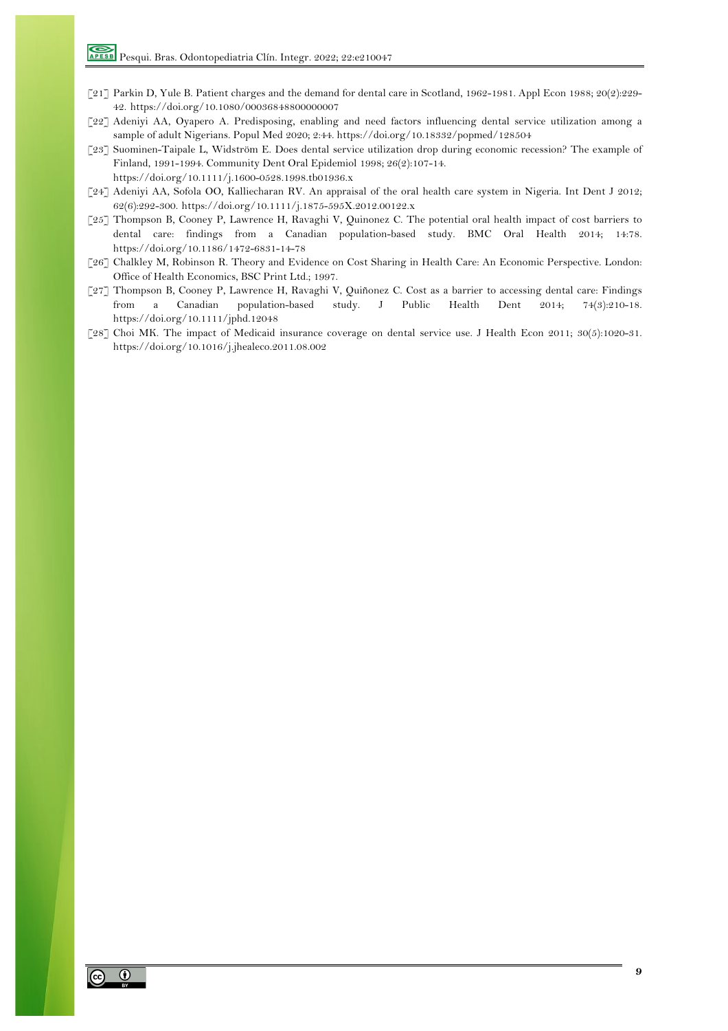[21] Parkin D, Yule B. Patient charges and the demand for dental care in Scotland, 1962-1981. Appl Econ 1988; 20(2):229-42. https://doi.org/10.1080/00036848800000007

[22] Adeniyi AA, Oyapero A. Predisposing, enabling and need factors influencing dental service utilization among a sample of adult Nigerians. Popul Med 2020; 2:44. https://doi.org/10.18332/popmed/128504

[23] Suominen-Taipale L, Widström E. Does dental service utilization drop during economic recession? The example of Finland, 1991-1994. Community Dent Oral Epidemiol 1998; 26(2):107-14. https://doi.org/10.1111/j.1600-0528.1998.tb01936.x

[24] Adeniyi AA, Sofola OO, Kalliecharan RV. An appraisal of the oral health care system in Nigeria. Int Dent J 2012; 62(6):292-300. https://doi.org/10.1111/j.1875-595X.2012.00122.x

[25] Thompson B, Cooney P, Lawrence H, Ravaghi V, Quinonez C. The potential oral health impact of cost barriers to dental care: findings from a Canadian population-based study. BMC Oral Health 2014; 14:78. https://doi.org/10.1186/1472-6831-14-78

[26] Chalkley M, Robinson R. Theory and Evidence on Cost Sharing in Health Care: An Economic Perspective. London: Office of Health Economics, BSC Print Ltd.; 1997.

[27] Thompson B, Cooney P, Lawrence H, Ravaghi V, Quiñonez C. Cost as a barrier to accessing dental care: Findings from a Canadian population-based study. J Public Health Dent 2014; 74(3):210-18. https://doi.org/10.1111/jphd.12048

[28] Choi MK. The impact of Medicaid insurance coverage on dental service use. J Health Econ 2011; 30(5):1020-31. https://doi.org/10.1016/j.jhealeco.2011.08.002